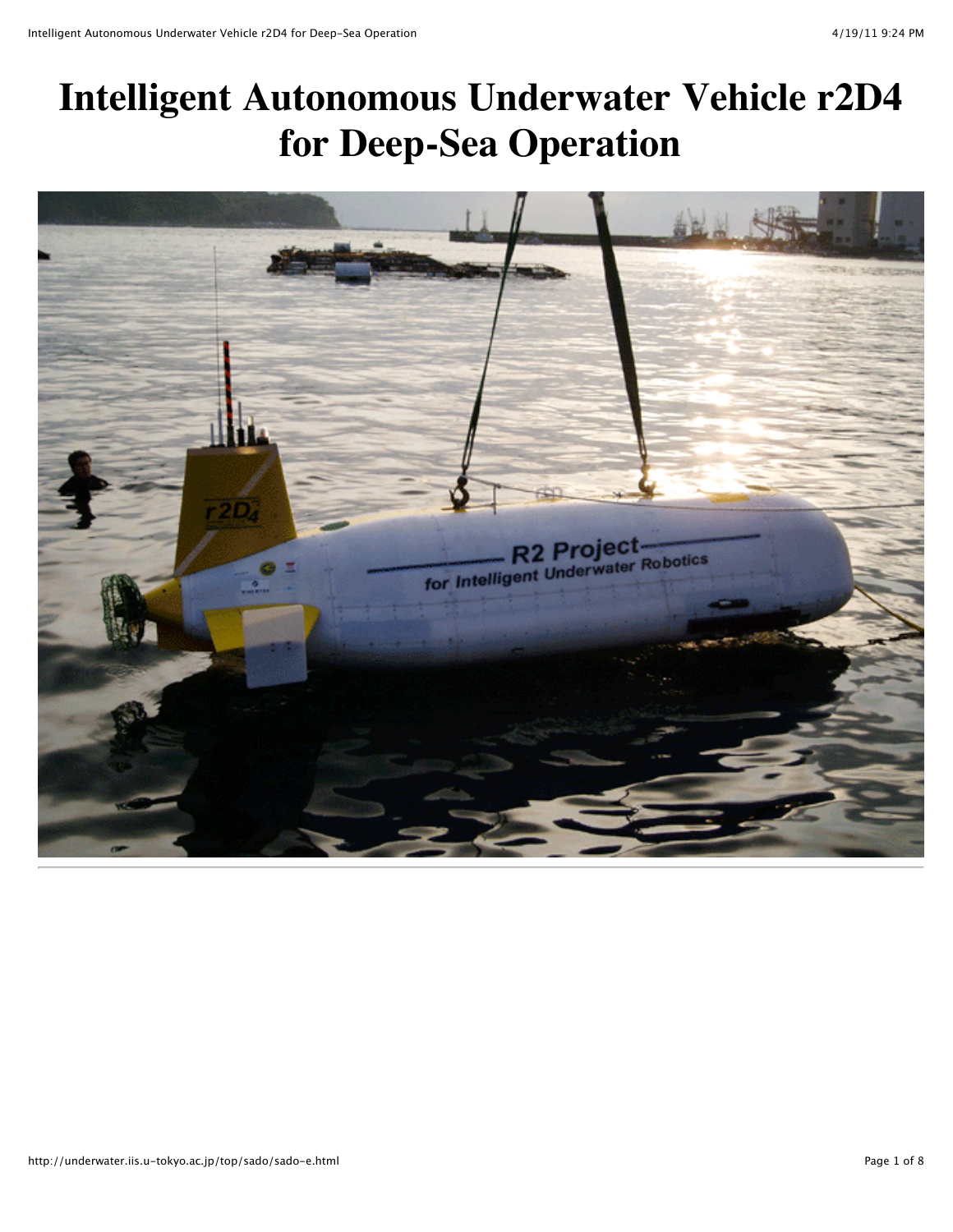# Intelligent Autonomous Underwater Vehicle r2D4 for Deep-Sea Operation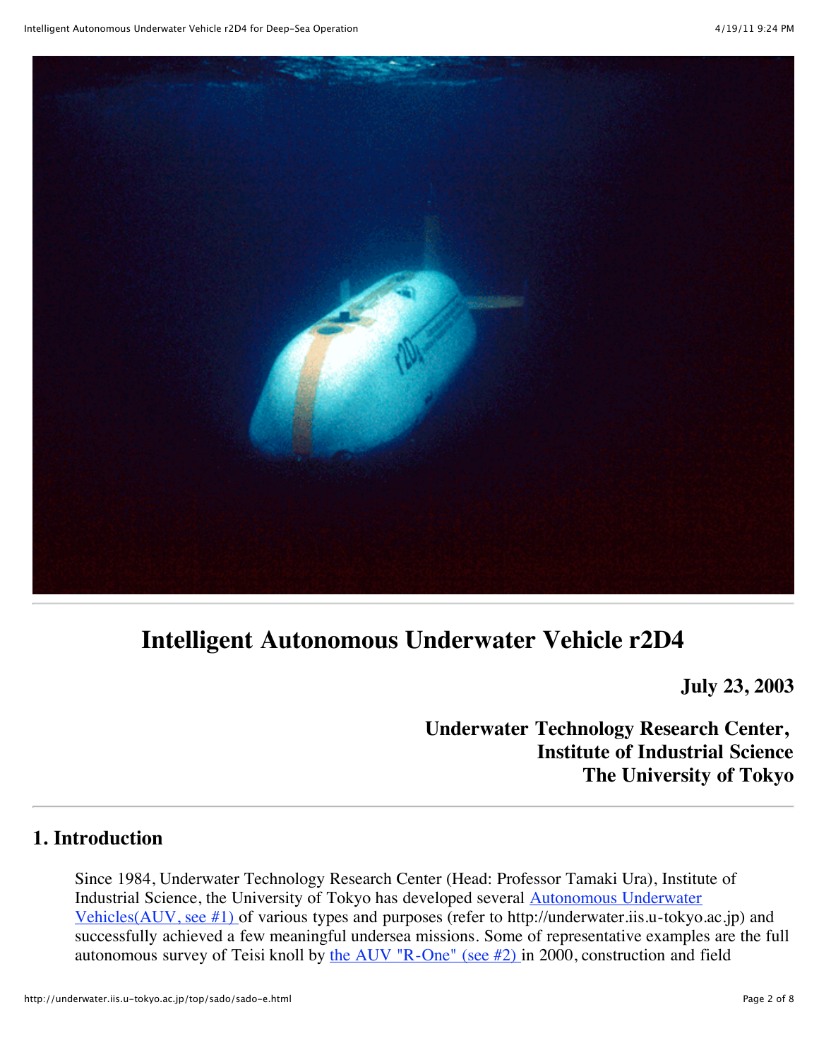# Intelligent Autonomous Underwater Vehicle r2D4

**July 23, 2003**

**Underwater Technology Research Center,**
**Institute of Industrial Science**
**The University of Tokyo**

## 1. Introduction

Since 1984, Underwater Technology Research Center (Head: Professor Tamaki Ura), Institute of Industrial Science, the University of Tokyo has developed several [Autonomous Underwater Vehicles(AUV, see #1)](#) of various types and purposes (refer to http://underwater.iis.u-tokyo.ac.jp) and successfully achieved a few meaningful undersea missions. Some of representative examples are the full autonomous survey of Teisi knoll by [the AUV "R-One" (see #2)](#) in 2000, construction and field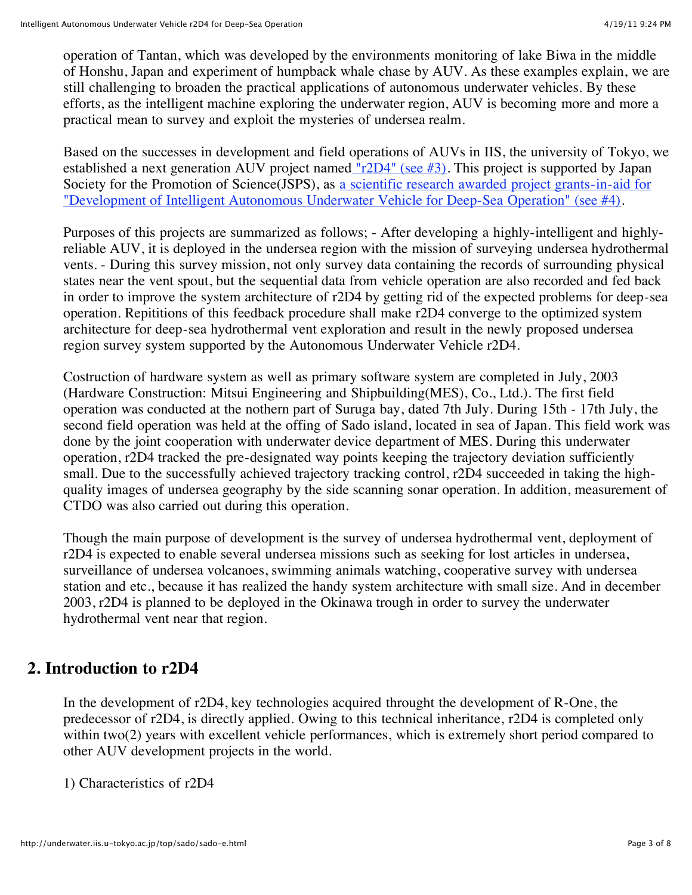operation of Tantan, which was developed by the environments monitoring of lake Biwa in the middle of Honshu, Japan and experiment of humpback whale chase by AUV. As these examples explain, we are still challenging to broaden the practical applications of autonomous underwater vehicles. By these efforts, as the intelligent machine exploring the underwater region, AUV is becoming more and more a practical mean to survey and exploit the mysteries of undersea realm.

Based on the successes in development and field operations of AUVs in IIS, the university of Tokyo, we established a next generation AUV project named "r2D4" (see #3). This project is supported by Japan Society for the Promotion of Science(JSPS), as a scientific research awarded project grants-in-aid for "Development of Intelligent Autonomous Underwater Vehicle for Deep-Sea Operation" (see #4).

Purposes of this projects are summarized as follows; - After developing a highly-intelligent and highly-reliable AUV, it is deployed in the undersea region with the mission of surveying undersea hydrothermal vents. - During this survey mission, not only survey data containing the records of surrounding physical states near the vent spout, but the sequential data from vehicle operation are also recorded and fed back in order to improve the system architecture of r2D4 by getting rid of the expected problems for deep-sea operation. Repititions of this feedback procedure shall make r2D4 converge to the optimized system architecture for deep-sea hydrothermal vent exploration and result in the newly proposed undersea region survey system supported by the Autonomous Underwater Vehicle r2D4.

Costruction of hardware system as well as primary software system are completed in July, 2003 (Hardware Construction: Mitsui Engineering and Shipbuilding(MES), Co., Ltd.). The first field operation was conducted at the nothern part of Suruga bay, dated 7th July. During 15th - 17th July, the second field operation was held at the offing of Sado island, located in sea of Japan. This field work was done by the joint cooperation with underwater device department of MES. During this underwater operation, r2D4 tracked the pre-designated way points keeping the trajectory deviation sufficiently small. Due to the successfully achieved trajectory tracking control, r2D4 succeeded in taking the high-quality images of undersea geography by the side scanning sonar operation. In addition, measurement of CTDO was also carried out during this operation.

Though the main purpose of development is the survey of undersea hydrothermal vent, deployment of r2D4 is expected to enable several undersea missions such as seeking for lost articles in undersea, surveillance of undersea volcanoes, swimming animals watching, cooperative survey with undersea station and etc., because it has realized the handy system architecture with small size. And in december 2003, r2D4 is planned to be deployed in the Okinawa trough in order to survey the underwater hydrothermal vent near that region.

## 2. Introduction to r2D4

In the development of r2D4, key technologies acquired throught the development of R-One, the predecessor of r2D4, is directly applied. Owing to this technical inheritance, r2D4 is completed only within two(2) years with excellent vehicle performances, which is extremely short period compared to other AUV development projects in the world.

1) Characteristics of r2D4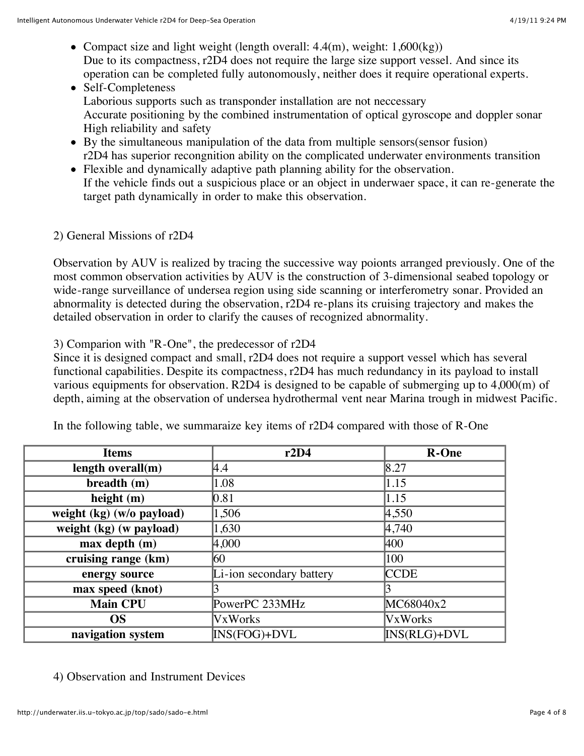- Compact size and light weight (length overall: 4.4(m), weight: 1,600(kg))
  Due to its compactness, r2D4 does not require the large size support vessel. And since its operation can be completed fully autonomously, neither does it require operational experts.
- Self-Completeness
  Laborious supports such as transponder installation are not neccessary
  Accurate positioning by the combined instrumentation of optical gyroscope and doppler sonar
  High reliability and safety
- By the simultaneous manipulation of the data from multiple sensors(sensor fusion)
  r2D4 has superior recongnition ability on the complicated underwater environments transition
- Flexible and dynamically adaptive path planning ability for the observation.
  If the vehicle finds out a suspicious place or an object in underwaer space, it can re-generate the target path dynamically in order to make this observation.

2) General Missions of r2D4

Observation by AUV is realized by tracing the successive way poionts arranged previously. One of the most common observation activities by AUV is the construction of 3-dimensional seabed topology or wide-range surveillance of undersea region using side scanning or interferometry sonar. Provided an abnormality is detected during the observation, r2D4 re-plans its cruising trajectory and makes the detailed observation in order to clarify the causes of recognized abnormality.

3) Comparion with "R-One", the predecessor of r2D4

Since it is designed compact and small, r2D4 does not require a support vessel which has several functional capabilities. Despite its compactness, r2D4 has much redundancy in its payload to install various equipments for observation. R2D4 is designed to be capable of submerging up to 4,000(m) of depth, aiming at the observation of undersea hydrothermal vent near Marina trough in midwest Pacific.

In the following table, we summaraize key items of r2D4 compared with those of R-One

| Items | r2D4 | R-One |
|---|---|---|
| **length overall(m)** | 4.4 | 8.27 |
| **breadth (m)** | 1.08 | 1.15 |
| **height (m)** | 0.81 | 1.15 |
| **weight (kg) (w/o payload)** | 1,506 | 4,550 |
| **weight (kg) (w payload)** | 1,630 | 4,740 |
| **max depth (m)** | 4,000 | 400 |
| **cruising range (km)** | 60 | 100 |
| **energy source** | Li-ion secondary battery | CCDE |
| **max speed (knot)** | 3 | 3 |
| **Main CPU** | PowerPC 233MHz | MC68040x2 |
| **OS** | VxWorks | VxWorks |
| **navigation system** | INS(FOG)+DVL | INS(RLG)+DVL |

4) Observation and Instrument Devices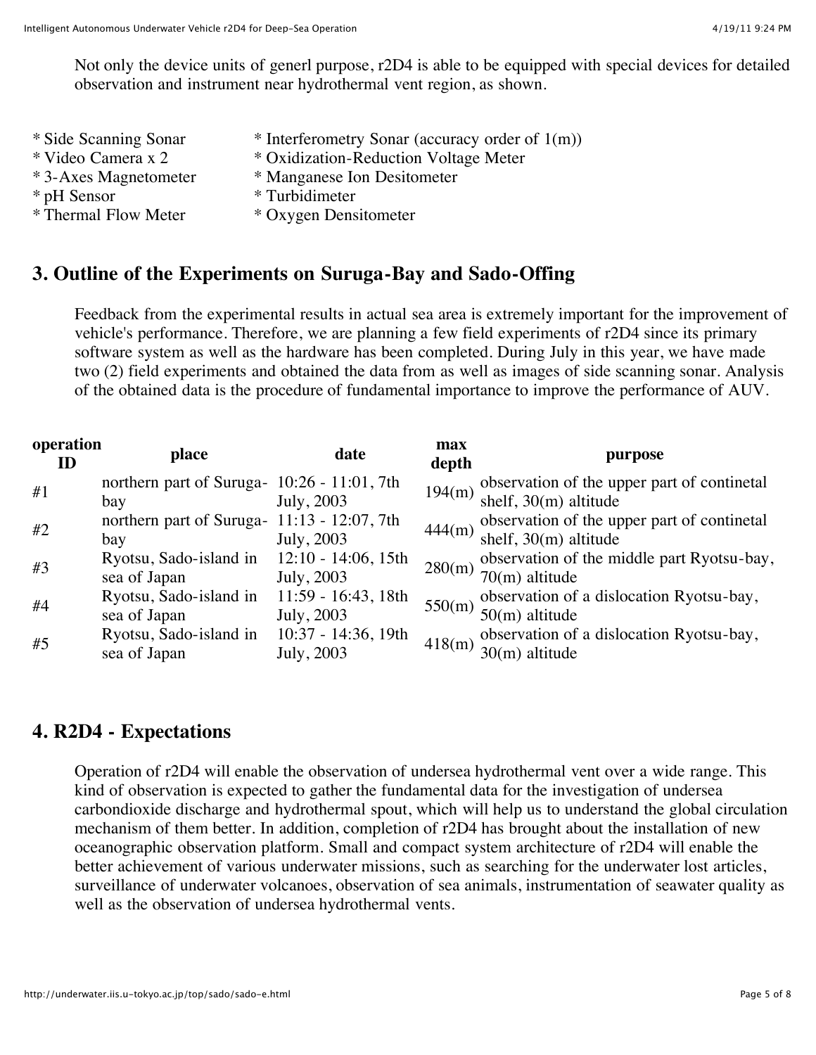Not only the device units of generl purpose, r2D4 is able to be equipped with special devices for detailed observation and instrument near hydrothermal vent region, as shown.

* Side Scanning Sonar
* Video Camera x 2
* 3-Axes Magnetometer
* pH Sensor
* Thermal Flow Meter
* Interferometry Sonar (accuracy order of 1(m))
* Oxidization-Reduction Voltage Meter
* Manganese Ion Desitometer
* Turbidimeter
* Oxygen Densitometer

## 3. Outline of the Experiments on Suruga-Bay and Sado-Offing

Feedback from the experimental results in actual sea area is extremely important for the improvement of vehicle's performance. Therefore, we are planning a few field experiments of r2D4 since its primary software system as well as the hardware has been completed. During July in this year, we have made two (2) field experiments and obtained the data from as well as images of side scanning sonar. Analysis of the obtained data is the procedure of fundamental importance to improve the performance of AUV.

| operation ID | place | date | max depth | purpose |
|---|---|---|---|---|
| #1 | northern part of Suruga-bay | 10:26 - 11:01, 7th July, 2003 | 194(m) | observation of the upper part of continetal shelf, 30(m) altitude |
| #2 | northern part of Suruga-bay | 11:13 - 12:07, 7th July, 2003 | 444(m) | observation of the upper part of continetal shelf, 30(m) altitude |
| #3 | Ryotsu, Sado-island in sea of Japan | 12:10 - 14:06, 15th July, 2003 | 280(m) | observation of the middle part Ryotsu-bay, 70(m) altitude |
| #4 | Ryotsu, Sado-island in sea of Japan | 11:59 - 16:43, 18th July, 2003 | 550(m) | observation of a dislocation Ryotsu-bay, 50(m) altitude |
| #5 | Ryotsu, Sado-island in sea of Japan | 10:37 - 14:36, 19th July, 2003 | 418(m) | observation of a dislocation Ryotsu-bay, 30(m) altitude |

## 4. R2D4 - Expectations

Operation of r2D4 will enable the observation of undersea hydrothermal vent over a wide range. This kind of observation is expected to gather the fundamental data for the investigation of undersea carbondioxide discharge and hydrothermal spout, which will help us to understand the global circulation mechanism of them better. In addition, completion of r2D4 has brought about the installation of new oceanographic observation platform. Small and compact system architecture of r2D4 will enable the better achievement of various underwater missions, such as searching for the underwater lost articles, surveillance of underwater volcanoes, observation of sea animals, instrumentation of seawater quality as well as the observation of undersea hydrothermal vents.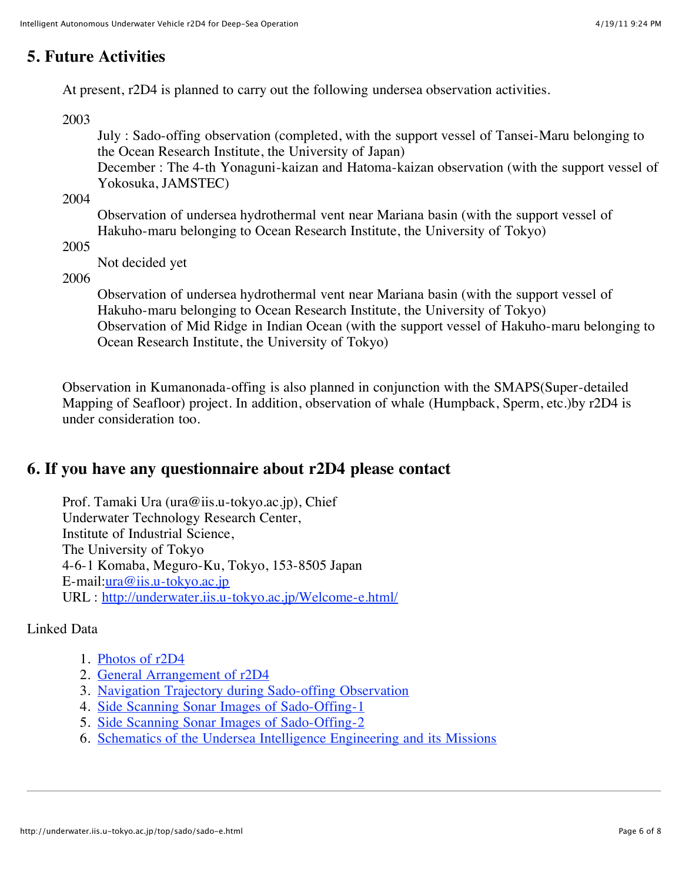## 5. Future Activities

At present, r2D4 is planned to carry out the following undersea observation activities.

2003
: July : Sado-offing observation (completed, with the support vessel of Tansei-Maru belonging to the Ocean Research Institute, the University of Japan)
: December : The 4-th Yonaguni-kaizan and Hatoma-kaizan observation (with the support vessel of Yokosuka, JAMSTEC)

2004
: Observation of undersea hydrothermal vent near Mariana basin (with the support vessel of Hakuho-maru belonging to Ocean Research Institute, the University of Tokyo)

2005
: Not decided yet

2006
: Observation of undersea hydrothermal vent near Mariana basin (with the support vessel of Hakuho-maru belonging to Ocean Research Institute, the University of Tokyo)
: Observation of Mid Ridge in Indian Ocean (with the support vessel of Hakuho-maru belonging to Ocean Research Institute, the University of Tokyo)

Observation in Kumanonada-offing is also planned in conjunction with the SMAPS(Super-detailed Mapping of Seafloor) project. In addition, observation of whale (Humpback, Sperm, etc.)by r2D4 is under consideration too.

## 6. If you have any questionnaire about r2D4 please contact

Prof. Tamaki Ura (ura@iis.u-tokyo.ac.jp), Chief
Underwater Technology Research Center,
Institute of Industrial Science,
The University of Tokyo
4-6-1 Komaba, Meguro-Ku, Tokyo, 153-8505 Japan
E-mail:[ura@iis.u-tokyo.ac.jp](mailto:ura@iis.u-tokyo.ac.jp)
URL : [http://underwater.iis.u-tokyo.ac.jp/Welcome-e.html/](http://underwater.iis.u-tokyo.ac.jp/Welcome-e.html/)

Linked Data

1. Photos of r2D4
2. General Arrangement of r2D4
3. Navigation Trajectory during Sado-offing Observation
4. Side Scanning Sonar Images of Sado-Offing-1
5. Side Scanning Sonar Images of Sado-Offing-2
6. Schematics of the Undersea Intelligence Engineering and its Missions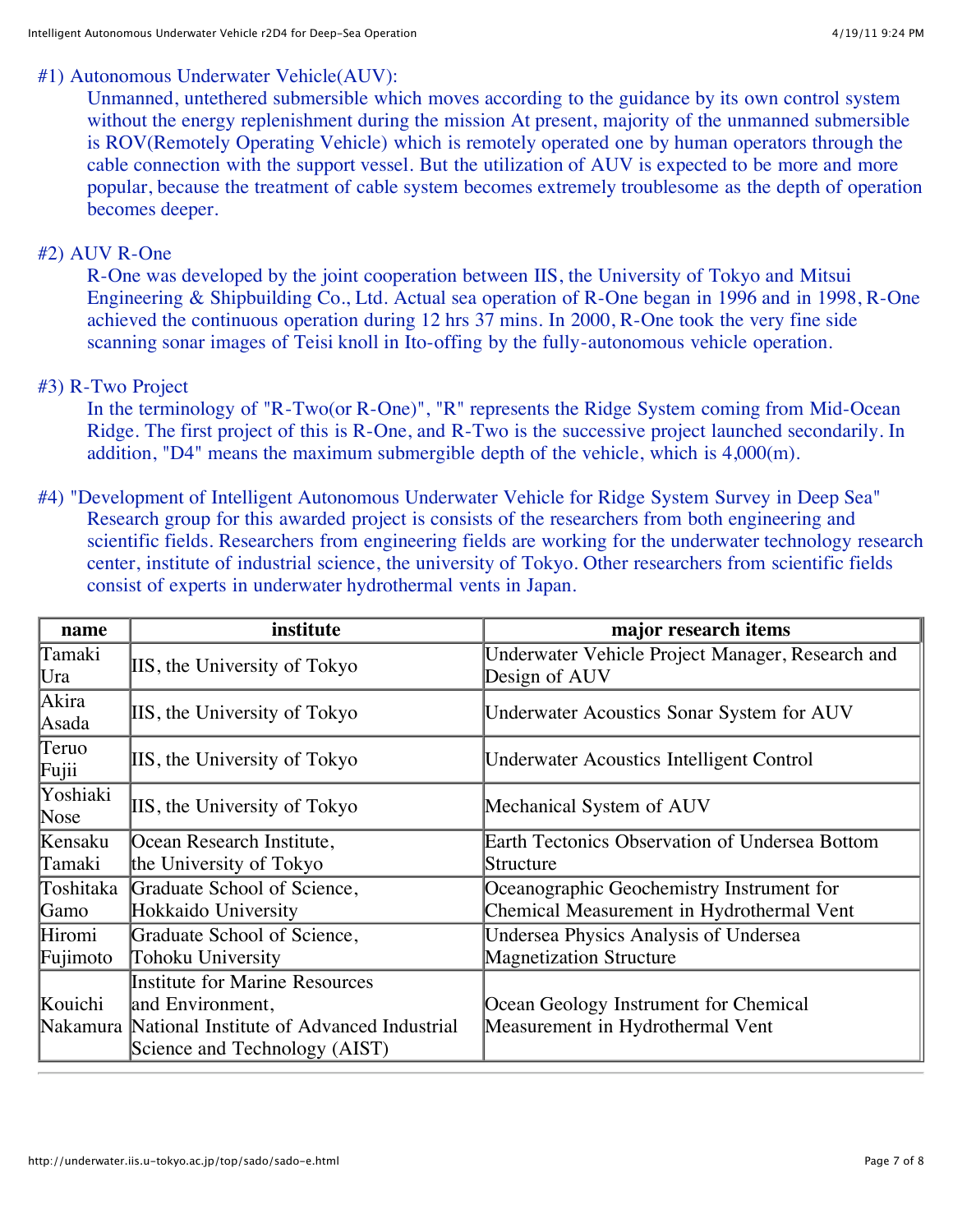#1) Autonomous Underwater Vehicle(AUV):

Unmanned, untethered submersible which moves according to the guidance by its own control system without the energy replenishment during the mission At present, majority of the unmanned submersible is ROV(Remotely Operating Vehicle) which is remotely operated one by human operators through the cable connection with the support vessel. But the utilization of AUV is expected to be more and more popular, because the treatment of cable system becomes extremely troublesome as the depth of operation becomes deeper.

#2) AUV R-One

R-One was developed by the joint cooperation between IIS, the University of Tokyo and Mitsui Engineering & Shipbuilding Co., Ltd. Actual sea operation of R-One began in 1996 and in 1998, R-One achieved the continuous operation during 12 hrs 37 mins. In 2000, R-One took the very fine side scanning sonar images of Teisi knoll in Ito-offing by the fully-autonomous vehicle operation.

#3) R-Two Project

In the terminology of "R-Two(or R-One)", "R" represents the Ridge System coming from Mid-Ocean Ridge. The first project of this is R-One, and R-Two is the successive project launched secondarily. In addition, "D4" means the maximum submergible depth of the vehicle, which is 4,000(m).

#4) "Development of Intelligent Autonomous Underwater Vehicle for Ridge System Survey in Deep Sea"

Research group for this awarded project is consists of the researchers from both engineering and scientific fields. Researchers from engineering fields are working for the underwater technology research center, institute of industrial science, the university of Tokyo. Other researchers from scientific fields consist of experts in underwater hydrothermal vents in Japan.

| name | institute | major research items |
|---|---|---|
| Tamaki Ura | IIS, the University of Tokyo | Underwater Vehicle Project Manager, Research and Design of AUV |
| Akira Asada | IIS, the University of Tokyo | Underwater Acoustics Sonar System for AUV |
| Teruo Fujii | IIS, the University of Tokyo | Underwater Acoustics Intelligent Control |
| Yoshiaki Nose | IIS, the University of Tokyo | Mechanical System of AUV |
| Kensaku Tamaki | Ocean Research Institute, the University of Tokyo | Earth Tectonics Observation of Undersea Bottom Structure |
| Toshitaka Gamo | Graduate School of Science, Hokkaido University | Oceanographic Geochemistry Instrument for Chemical Measurement in Hydrothermal Vent |
| Hiromi Fujimoto | Graduate School of Science, Tohoku University | Undersea Physics Analysis of Undersea Magnetization Structure |
| Kouichi Nakamura | Institute for Marine Resources and Environment, National Institute of Advanced Industrial Science and Technology (AIST) | Ocean Geology Instrument for Chemical Measurement in Hydrothermal Vent |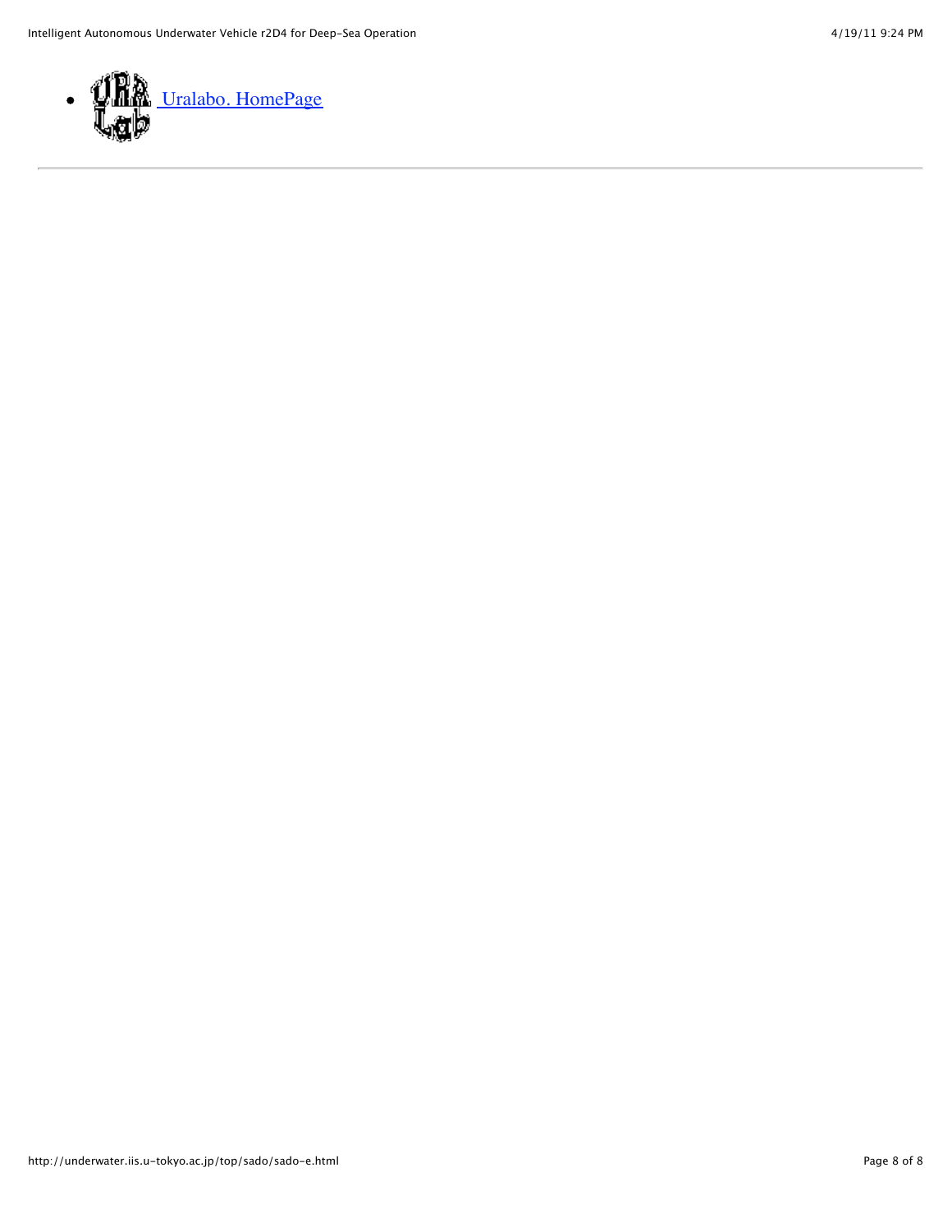- Uralabo. HomePage

---